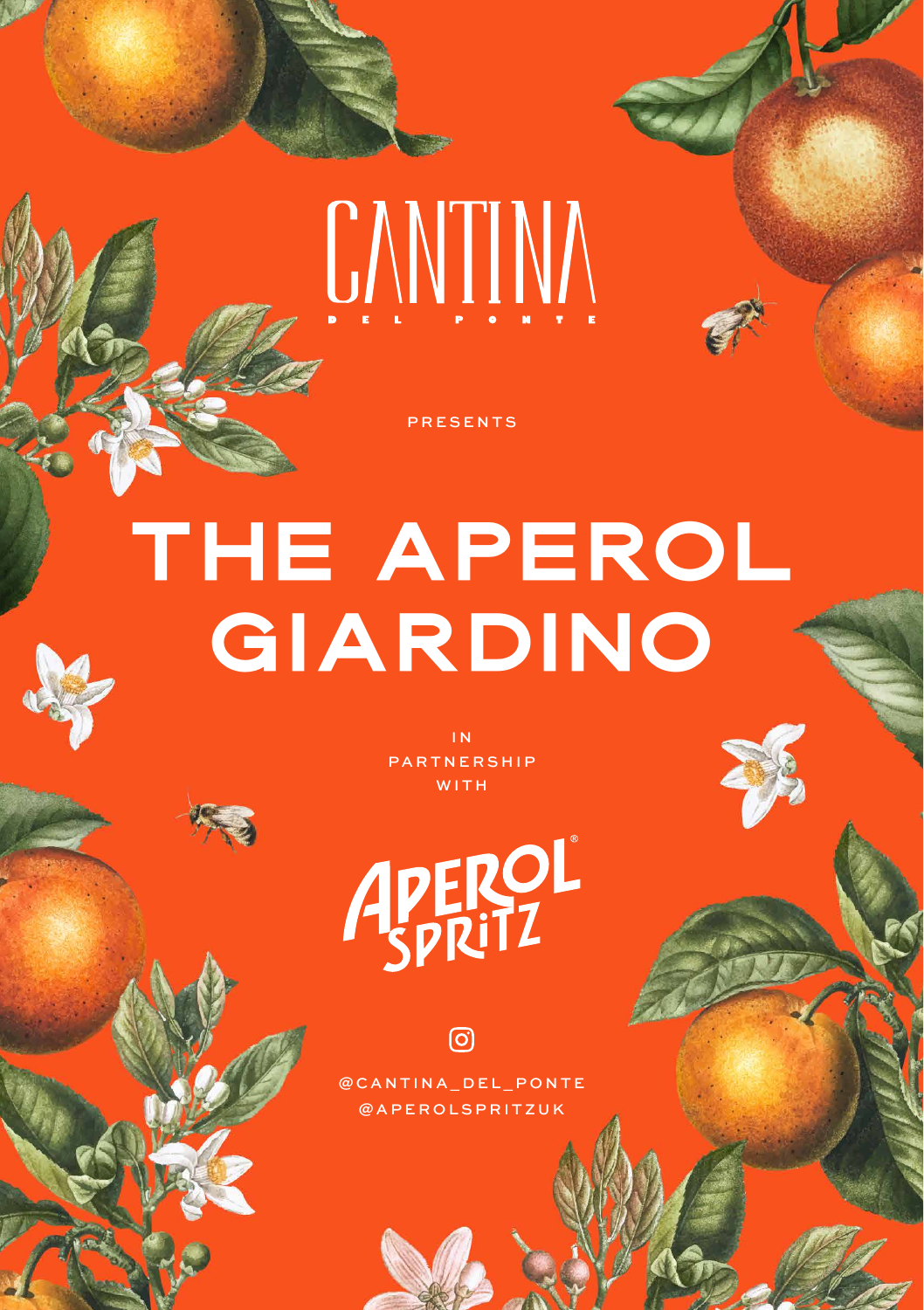# CANTINA

DEL PONTE

PRESENTS

# THE APEROL GIARDINO

IN PARTNERSHIP WITH

APEROL SPRITZ

@CANTINA_DEL_PONTE
@APEROLSPRITZUK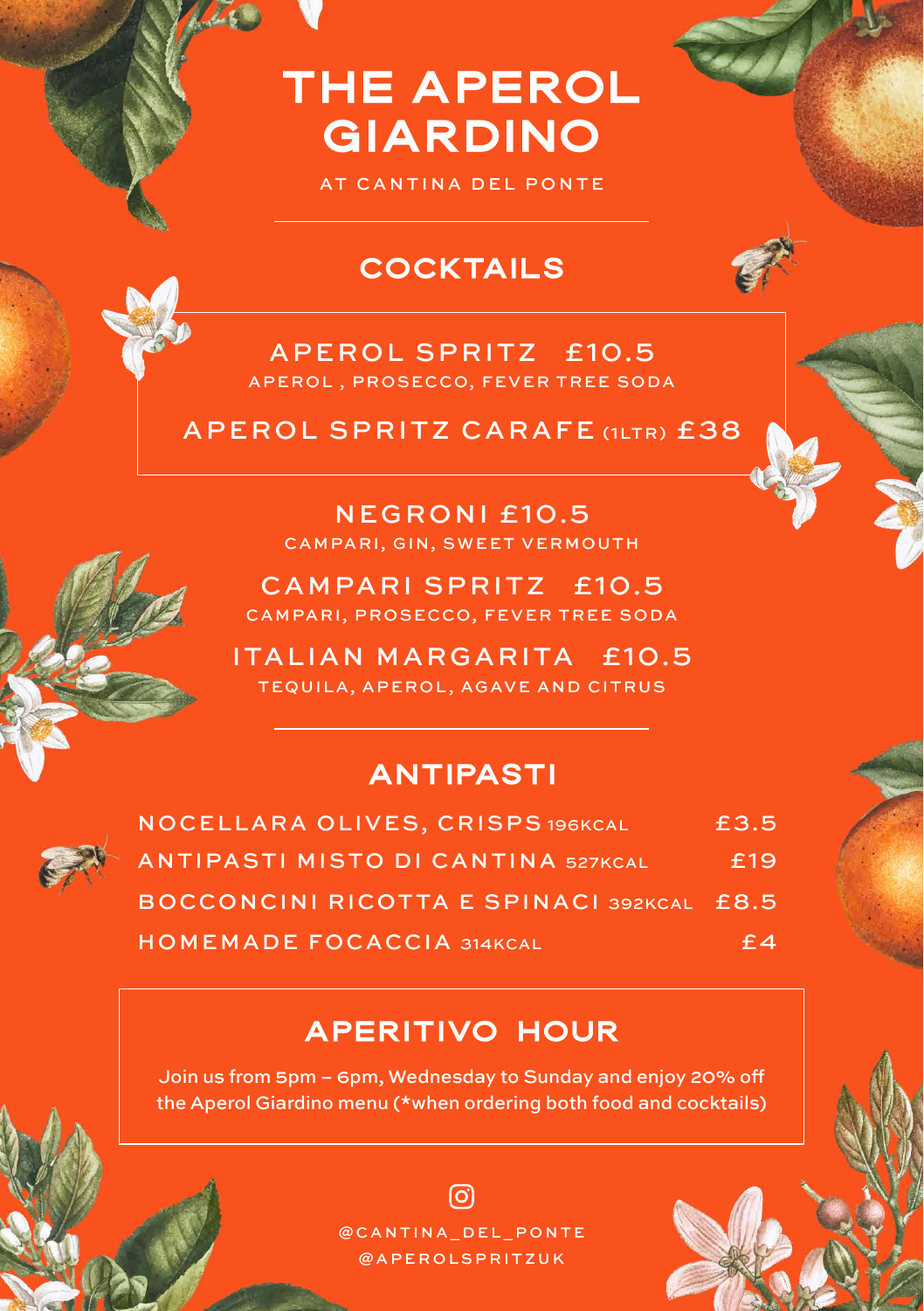# THE APEROL GIARDINO

AT CANTINA DEL PONTE

## COCKTAILS

**APEROL SPRITZ £10.5**
APEROL , PROSECCO, FEVER TREE SODA

**APEROL SPRITZ CARAFE (1LTR) £38**

**NEGRONI £10.5**
CAMPARI, GIN, SWEET VERMOUTH

**CAMPARI SPRITZ £10.5**
CAMPARI, PROSECCO, FEVER TREE SODA

**ITALIAN MARGARITA £10.5**
TEQUILA, APEROL, AGAVE AND CITRUS

## ANTIPASTI

| | |
|---|---|
| NOCELLARA OLIVES, CRISPS 196KCAL | £3.5 |
| ANTIPASTI MISTO DI CANTINA 527KCAL | £19 |
| BOCCONCINI RICOTTA E SPINACI 392KCAL | £8.5 |
| HOMEMADE FOCACCIA 314KCAL | £4 |

## APERITIVO HOUR

Join us from 5pm – 6pm, Wednesday to Sunday and enjoy 20% off the Aperol Giardino menu (*when ordering both food and cocktails)

@CANTINA_DEL_PONTE
@APEROLSPRITZUK